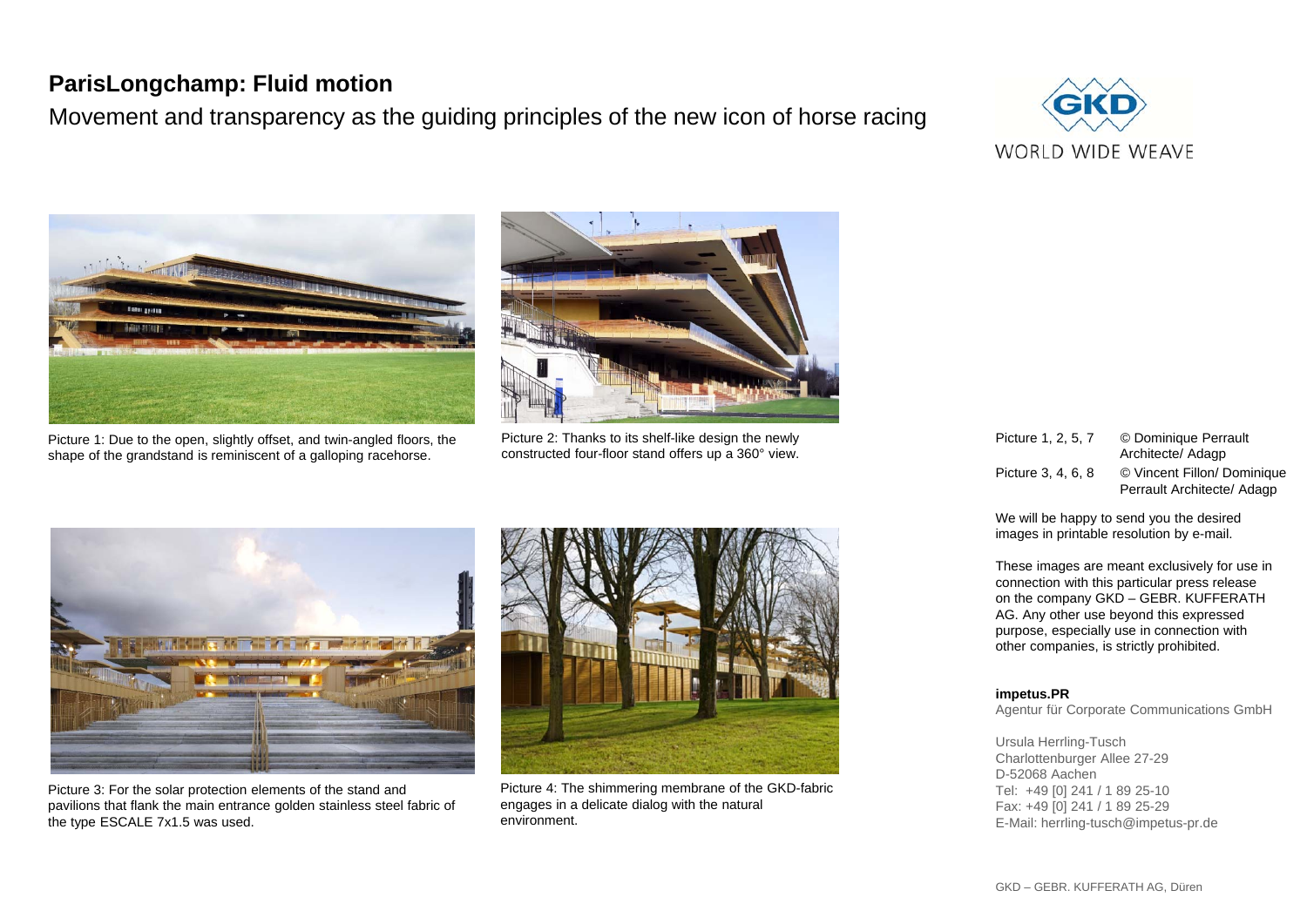# ParisLongchamp: Fluid motion

## Movement and transparency as the guiding principles of the new icon of horse racing

GKD
WORLD WIDE WEAVE

Picture 1: Due to the open, slightly offset, and twin-angled floors, the shape of the grandstand is reminiscent of a galloping racehorse.

Picture 2: Thanks to its shelf-like design the newly constructed four-floor stand offers up a 360° view.

Picture 3: For the solar protection elements of the stand and pavilions that flank the main entrance golden stainless steel fabric of the type ESCALE 7x1.5 was used.

Picture 4: The shimmering membrane of the GKD-fabric engages in a delicate dialog with the natural environment.

| | |
|---|---|
| Picture 1, 2, 5, 7 | © Dominique Perrault Architecte/ Adagp |
| Picture 3, 4, 6, 8 | © Vincent Fillon/ Dominique Perrault Architecte/ Adagp |

We will be happy to send you the desired images in printable resolution by e-mail.

These images are meant exclusively for use in connection with this particular press release on the company GKD – GEBR. KUFFERATH AG. Any other use beyond this expressed purpose, especially use in connection with other companies, is strictly prohibited.

**impetus.PR**
Agentur für Corporate Communications GmbH

Ursula Herrling-Tusch
Charlottenburger Allee 27-29
D-52068 Aachen
Tel: +49 [0] 241 / 1 89 25-10
Fax: +49 [0] 241 / 1 89 25-29
E-Mail: herrling-tusch@impetus-pr.de

GKD – GEBR. KUFFERATH AG, Düren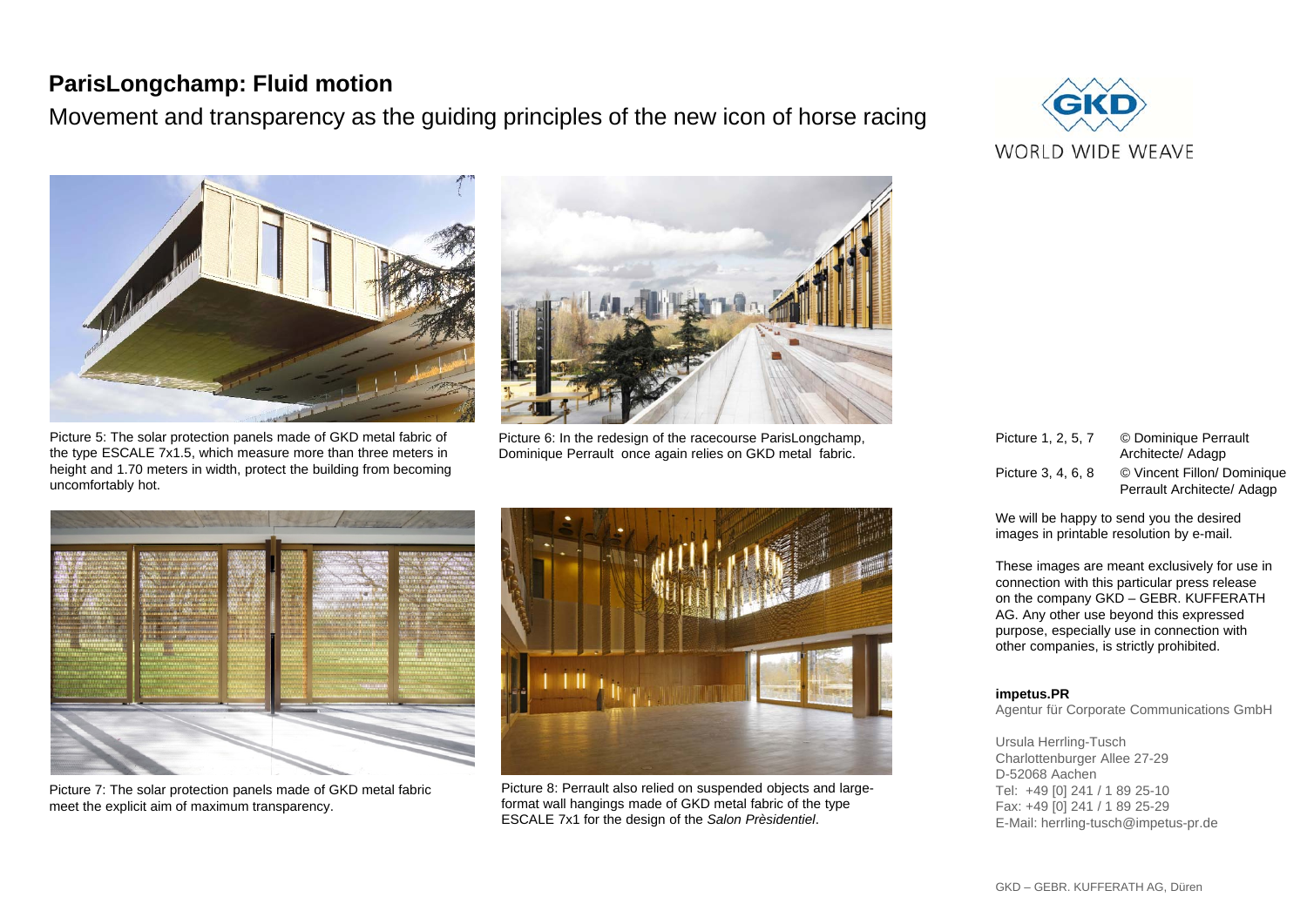## ParisLongchamp: Fluid motion

Movement and transparency as the guiding principles of the new icon of horse racing

Picture 5: The solar protection panels made of GKD metal fabric of the type ESCALE 7x1.5, which measure more than three meters in height and 1.70 meters in width, protect the building from becoming uncomfortably hot.

Picture 6: In the redesign of the racecourse ParisLongchamp, Dominique Perrault once again relies on GKD metal fabric.

Picture 7: The solar protection panels made of GKD metal fabric meet the explicit aim of maximum transparency.

Picture 8: Perrault also relied on suspended objects and large-format wall hangings made of GKD metal fabric of the type ESCALE 7x1 for the design of the *Salon Prèsidentiel*.

| | |
|---|---|
| Picture 1, 2, 5, 7 | © Dominique Perrault Architecte/ Adagp |
| Picture 3, 4, 6, 8 | © Vincent Fillon/ Dominique Perrault Architecte/ Adagp |

We will be happy to send you the desired images in printable resolution by e-mail.

These images are meant exclusively for use in connection with this particular press release on the company GKD – GEBR. KUFFERATH AG. Any other use beyond this expressed purpose, especially use in connection with other companies, is strictly prohibited.

**impetus.PR**
Agentur für Corporate Communications GmbH

Ursula Herrling-Tusch
Charlottenburger Allee 27-29
D-52068 Aachen
Tel: +49 [0] 241 / 1 89 25-10
Fax: +49 [0] 241 / 1 89 25-29
E-Mail: herrling-tusch@impetus-pr.de